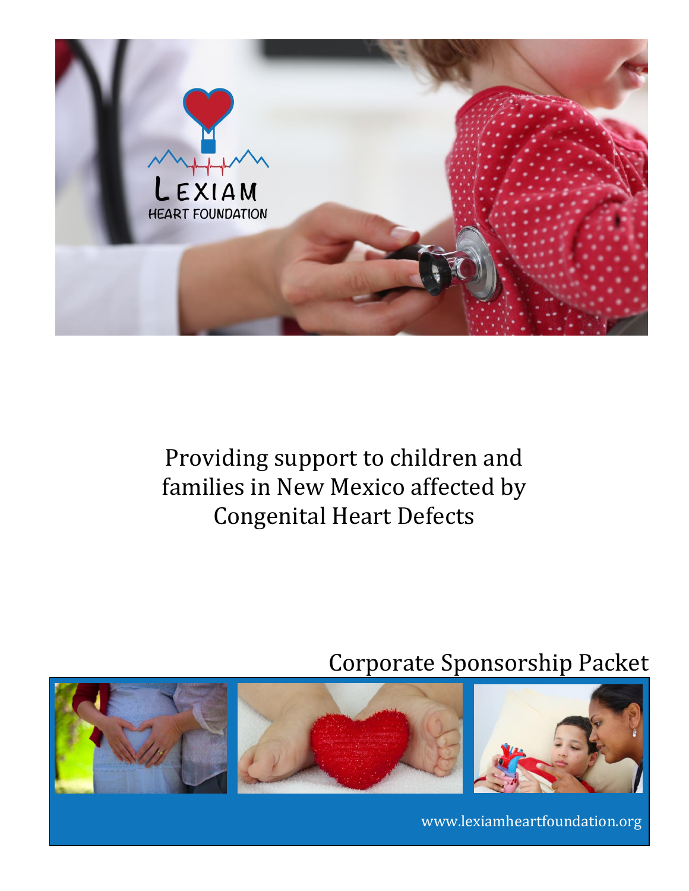Lexiam Heart Foundation

# Providing support to children and families in New Mexico affected by Congenital Heart Defects

## Corporate Sponsorship Packet

www.lexiamheartfoundation.org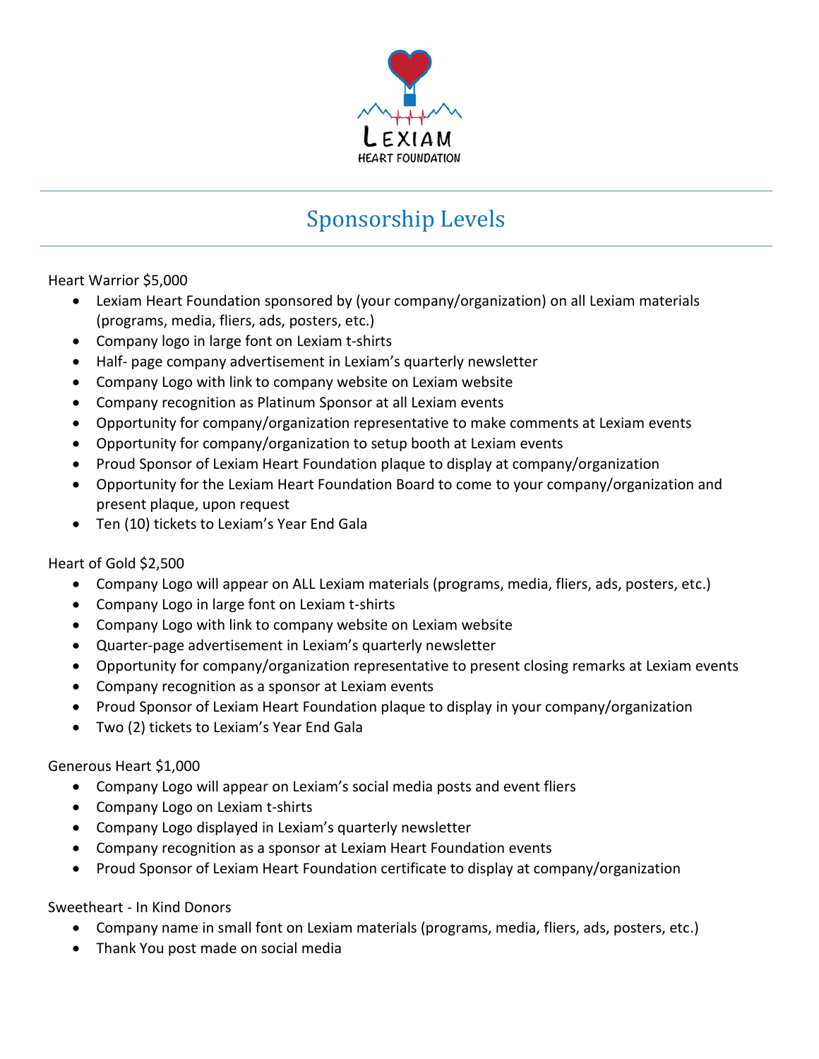LEXIAM
HEART FOUNDATION

# Sponsorship Levels

Heart Warrior $5,000

- Lexiam Heart Foundation sponsored by (your company/organization) on all Lexiam materials (programs, media, fliers, ads, posters, etc.)
- Company logo in large font on Lexiam t-shirts
- Half- page company advertisement in Lexiam's quarterly newsletter
- Company Logo with link to company website on Lexiam website
- Company recognition as Platinum Sponsor at all Lexiam events
- Opportunity for company/organization representative to make comments at Lexiam events
- Opportunity for company/organization to setup booth at Lexiam events
- Proud Sponsor of Lexiam Heart Foundation plaque to display at company/organization
- Opportunity for the Lexiam Heart Foundation Board to come to your company/organization and present plaque, upon request
- Ten (10) tickets to Lexiam's Year End Gala

Heart of Gold $2,500

- Company Logo will appear on ALL Lexiam materials (programs, media, fliers, ads, posters, etc.)
- Company Logo in large font on Lexiam t-shirts
- Company Logo with link to company website on Lexiam website
- Quarter-page advertisement in Lexiam's quarterly newsletter
- Opportunity for company/organization representative to present closing remarks at Lexiam events
- Company recognition as a sponsor at Lexiam events
- Proud Sponsor of Lexiam Heart Foundation plaque to display in your company/organization
- Two (2) tickets to Lexiam's Year End Gala

Generous Heart $1,000

- Company Logo will appear on Lexiam's social media posts and event fliers
- Company Logo on Lexiam t-shirts
- Company Logo displayed in Lexiam's quarterly newsletter
- Company recognition as a sponsor at Lexiam Heart Foundation events
- Proud Sponsor of Lexiam Heart Foundation certificate to display at company/organization

Sweetheart - In Kind Donors

- Company name in small font on Lexiam materials (programs, media, fliers, ads, posters, etc.)
- Thank You post made on social media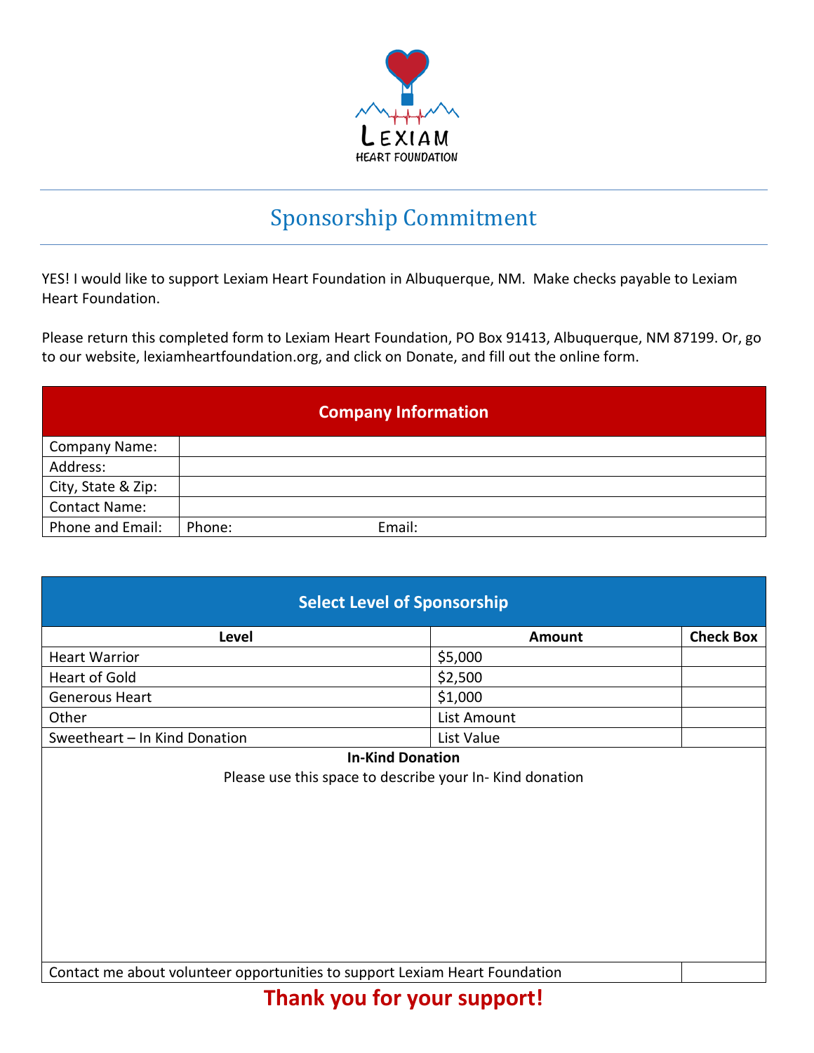Lexiam

HEART FOUNDATION

# Sponsorship Commitment

YES! I would like to support Lexiam Heart Foundation in Albuquerque, NM. Make checks payable to Lexiam Heart Foundation.

Please return this completed form to Lexiam Heart Foundation, PO Box 91413, Albuquerque, NM 87199. Or, go to our website, lexiamheartfoundation.org, and click on Donate, and fill out the online form.

| Company Information | |
|---|---|
| Company Name: | |
| Address: | |
| City, State & Zip: | |
| Contact Name: | |
| Phone and Email: | Phone: Email: |

## Select Level of Sponsorship

| Level | Amount | Check Box |
|---|---|---|
| Heart Warrior | $5,000 | |
| Heart of Gold | $2,500 | |
| Generous Heart | $1,000 | |
| Other | List Amount | |
| Sweetheart – In Kind Donation | List Value | |

**In-Kind Donation**

Please use this space to describe your In- Kind donation

| | |
|---|---|
| Contact me about volunteer opportunities to support Lexiam Heart Foundation | |

**Thank you for your support!**